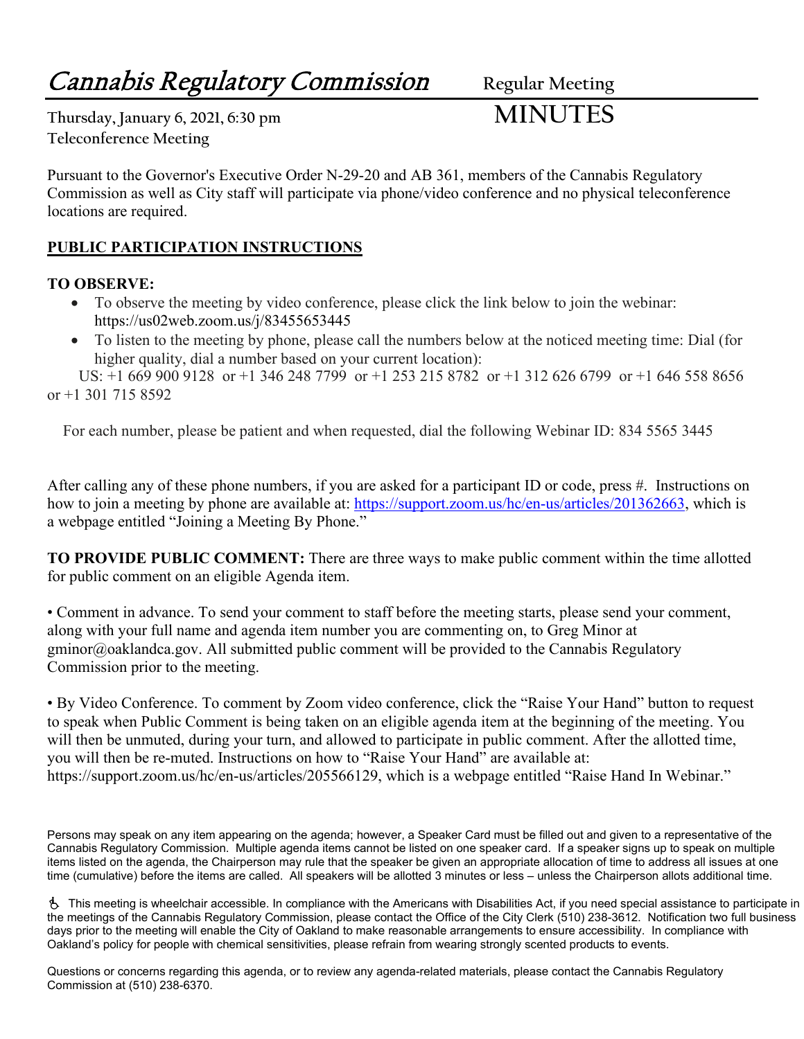# *Cannabis Regulatory Commission*

Regular Meeting

**Thursday, January 6, 2021, 6:30 pm**

**Teleconference Meeting**

# MINUTES

Pursuant to the Governor's Executive Order N-29-20 and AB 361, members of the Cannabis Regulatory Commission as well as City staff will participate via phone/video conference and no physical teleconference locations are required.

## PUBLIC PARTICIPATION INSTRUCTIONS

**TO OBSERVE:**

- To observe the meeting by video conference, please click the link below to join the webinar: https://us02web.zoom.us/j/83455653445
- To listen to the meeting by phone, please call the numbers below at the noticed meeting time: Dial (for higher quality, dial a number based on your current location):

US: +1 669 900 9128 or +1 346 248 7799 or +1 253 215 8782 or +1 312 626 6799 or +1 646 558 8656 or +1 301 715 8592

For each number, please be patient and when requested, dial the following Webinar ID: 834 5565 3445

After calling any of these phone numbers, if you are asked for a participant ID or code, press #. Instructions on how to join a meeting by phone are available at: https://support.zoom.us/hc/en-us/articles/201362663, which is a webpage entitled "Joining a Meeting By Phone."

**TO PROVIDE PUBLIC COMMENT:** There are three ways to make public comment within the time allotted for public comment on an eligible Agenda item.

• Comment in advance. To send your comment to staff before the meeting starts, please send your comment, along with your full name and agenda item number you are commenting on, to Greg Minor at gminor@oaklandca.gov. All submitted public comment will be provided to the Cannabis Regulatory Commission prior to the meeting.

• By Video Conference. To comment by Zoom video conference, click the "Raise Your Hand" button to request to speak when Public Comment is being taken on an eligible agenda item at the beginning of the meeting. You will then be unmuted, during your turn, and allowed to participate in public comment. After the allotted time, you will then be re-muted. Instructions on how to "Raise Your Hand" are available at: https://support.zoom.us/hc/en-us/articles/205566129, which is a webpage entitled "Raise Hand In Webinar."

Persons may speak on any item appearing on the agenda; however, a Speaker Card must be filled out and given to a representative of the Cannabis Regulatory Commission. Multiple agenda items cannot be listed on one speaker card. If a speaker signs up to speak on multiple items listed on the agenda, the Chairperson may rule that the speaker be given an appropriate allocation of time to address all issues at one time (cumulative) before the items are called. All speakers will be allotted 3 minutes or less – unless the Chairperson allots additional time.

♿ This meeting is wheelchair accessible. In compliance with the Americans with Disabilities Act, if you need special assistance to participate in the meetings of the Cannabis Regulatory Commission, please contact the Office of the City Clerk (510) 238-3612. Notification two full business days prior to the meeting will enable the City of Oakland to make reasonable arrangements to ensure accessibility. In compliance with Oakland's policy for people with chemical sensitivities, please refrain from wearing strongly scented products to events.

Questions or concerns regarding this agenda, or to review any agenda-related materials, please contact the Cannabis Regulatory Commission at (510) 238-6370.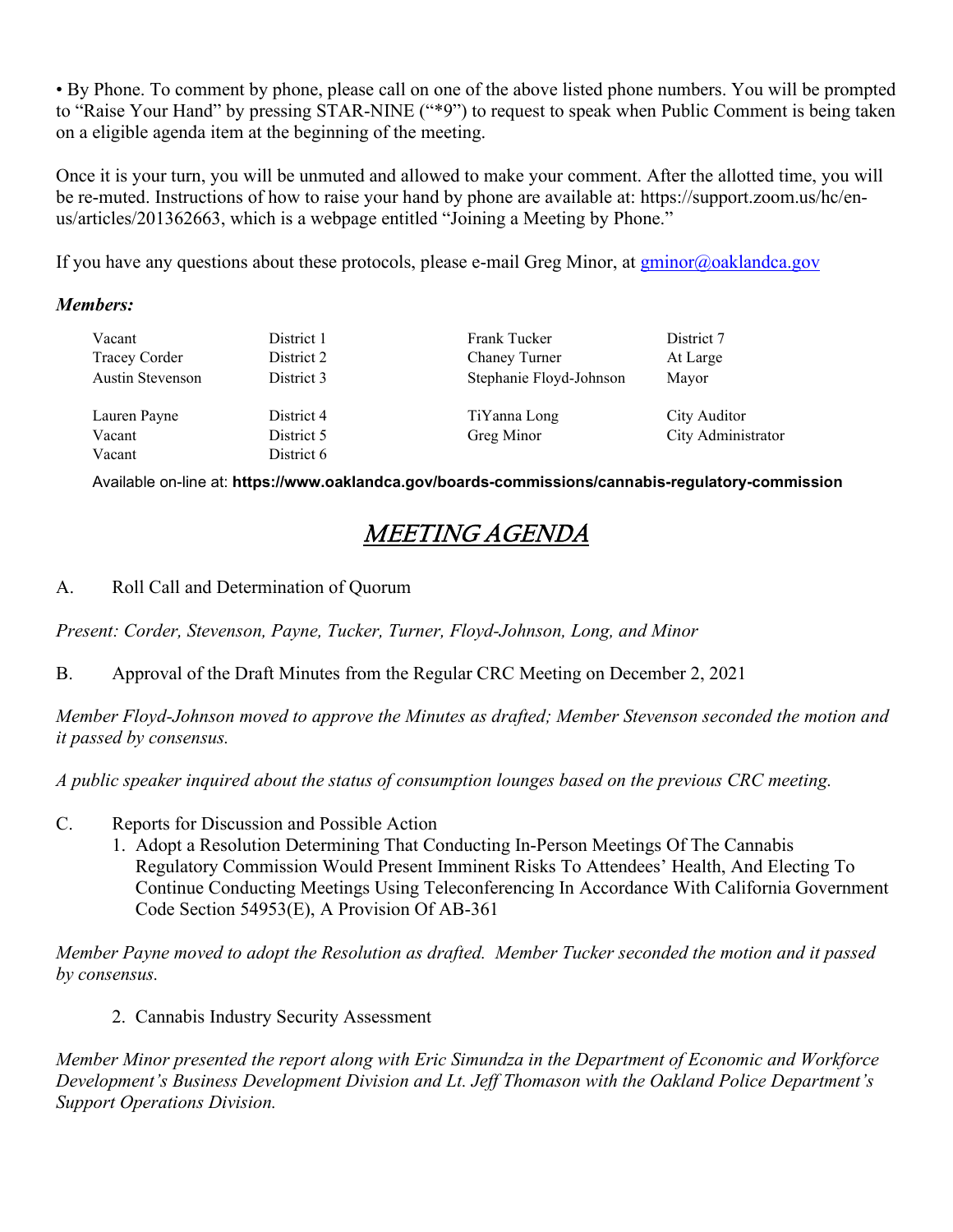• By Phone. To comment by phone, please call on one of the above listed phone numbers. You will be prompted to "Raise Your Hand" by pressing STAR-NINE ("*9") to request to speak when Public Comment is being taken on a eligible agenda item at the beginning of the meeting.

Once it is your turn, you will be unmuted and allowed to make your comment. After the allotted time, you will be re-muted. Instructions of how to raise your hand by phone are available at: https://support.zoom.us/hc/en-us/articles/201362663, which is a webpage entitled "Joining a Meeting by Phone."

If you have any questions about these protocols, please e-mail Greg Minor, at gminor@oaklandca.gov

***Members:***

| | | | |
|---|---|---|---|
| Vacant | District 1 | Frank Tucker | District 7 |
| Tracey Corder | District 2 | Chaney Turner | At Large |
| Austin Stevenson | District 3 | Stephanie Floyd-Johnson | Mayor |
| Lauren Payne | District 4 | TiYanna Long | City Auditor |
| Vacant | District 5 | Greg Minor | City Administrator |
| Vacant | District 6 | | |

Available on-line at: **https://www.oaklandca.gov/boards-commissions/cannabis-regulatory-commission**

# *MEETING AGENDA*

A. Roll Call and Determination of Quorum

*Present: Corder, Stevenson, Payne, Tucker, Turner, Floyd-Johnson, Long, and Minor*

B. Approval of the Draft Minutes from the Regular CRC Meeting on December 2, 2021

*Member Floyd-Johnson moved to approve the Minutes as drafted; Member Stevenson seconded the motion and it passed by consensus.*

*A public speaker inquired about the status of consumption lounges based on the previous CRC meeting.*

C. Reports for Discussion and Possible Action

1. Adopt a Resolution Determining That Conducting In-Person Meetings Of The Cannabis Regulatory Commission Would Present Imminent Risks To Attendees' Health, And Electing To Continue Conducting Meetings Using Teleconferencing In Accordance With California Government Code Section 54953(E), A Provision Of AB-361

*Member Payne moved to adopt the Resolution as drafted. Member Tucker seconded the motion and it passed by consensus.*

2. Cannabis Industry Security Assessment

*Member Minor presented the report along with Eric Simundza in the Department of Economic and Workforce Development's Business Development Division and Lt. Jeff Thomason with the Oakland Police Department's Support Operations Division.*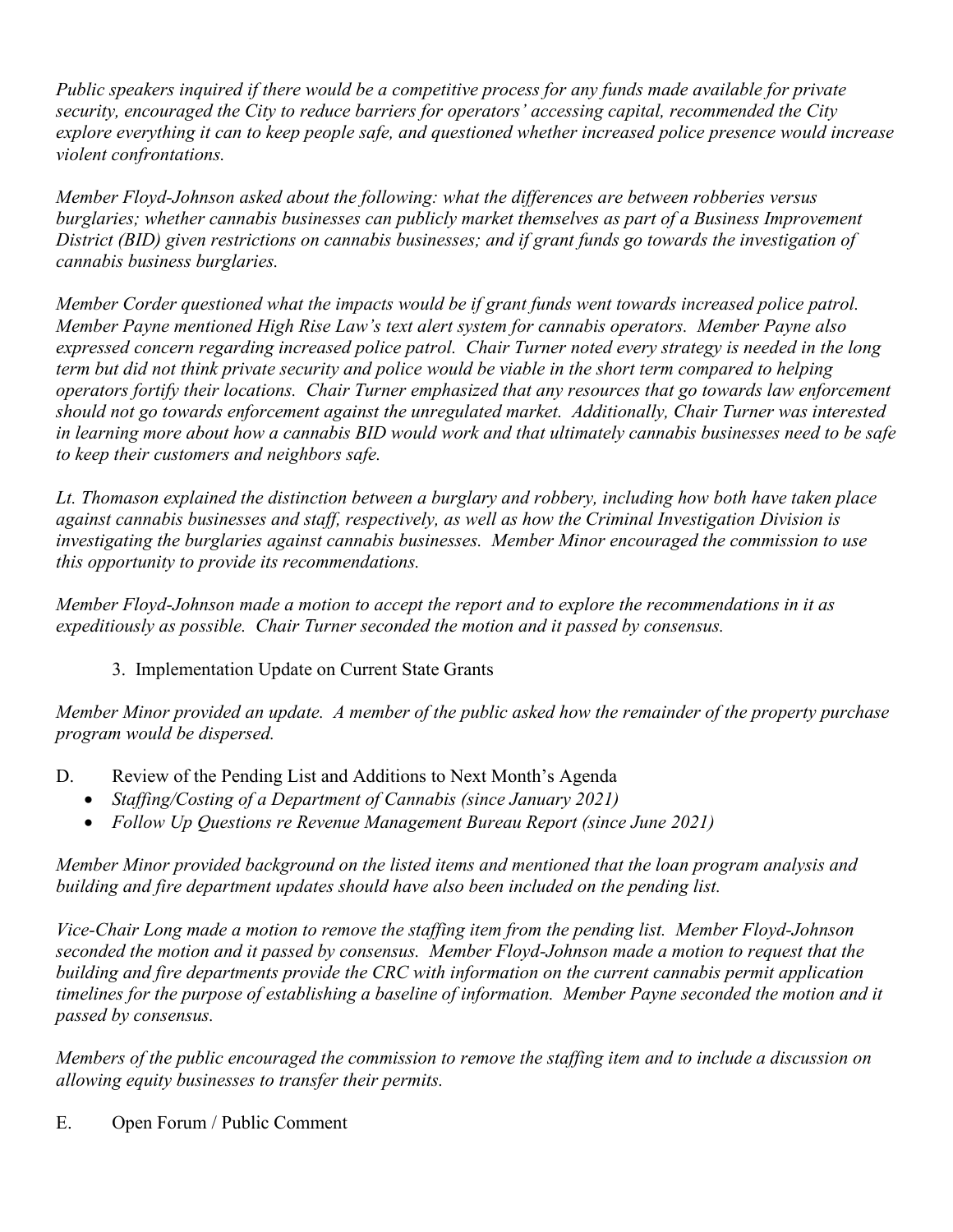*Public speakers inquired if there would be a competitive process for any funds made available for private security, encouraged the City to reduce barriers for operators' accessing capital, recommended the City explore everything it can to keep people safe, and questioned whether increased police presence would increase violent confrontations.*

*Member Floyd-Johnson asked about the following: what the differences are between robberies versus burglaries; whether cannabis businesses can publicly market themselves as part of a Business Improvement District (BID) given restrictions on cannabis businesses; and if grant funds go towards the investigation of cannabis business burglaries.*

*Member Corder questioned what the impacts would be if grant funds went towards increased police patrol. Member Payne mentioned High Rise Law's text alert system for cannabis operators. Member Payne also expressed concern regarding increased police patrol. Chair Turner noted every strategy is needed in the long term but did not think private security and police would be viable in the short term compared to helping operators fortify their locations. Chair Turner emphasized that any resources that go towards law enforcement should not go towards enforcement against the unregulated market. Additionally, Chair Turner was interested in learning more about how a cannabis BID would work and that ultimately cannabis businesses need to be safe to keep their customers and neighbors safe.*

*Lt. Thomason explained the distinction between a burglary and robbery, including how both have taken place against cannabis businesses and staff, respectively, as well as how the Criminal Investigation Division is investigating the burglaries against cannabis businesses. Member Minor encouraged the commission to use this opportunity to provide its recommendations.*

*Member Floyd-Johnson made a motion to accept the report and to explore the recommendations in it as expeditiously as possible. Chair Turner seconded the motion and it passed by consensus.*

3. Implementation Update on Current State Grants

*Member Minor provided an update. A member of the public asked how the remainder of the property purchase program would be dispersed.*

D. Review of the Pending List and Additions to Next Month's Agenda

- *Staffing/Costing of a Department of Cannabis (since January 2021)*
- *Follow Up Questions re Revenue Management Bureau Report (since June 2021)*

*Member Minor provided background on the listed items and mentioned that the loan program analysis and building and fire department updates should have also been included on the pending list.*

*Vice-Chair Long made a motion to remove the staffing item from the pending list. Member Floyd-Johnson seconded the motion and it passed by consensus. Member Floyd-Johnson made a motion to request that the building and fire departments provide the CRC with information on the current cannabis permit application timelines for the purpose of establishing a baseline of information. Member Payne seconded the motion and it passed by consensus.*

*Members of the public encouraged the commission to remove the staffing item and to include a discussion on allowing equity businesses to transfer their permits.*

E. Open Forum / Public Comment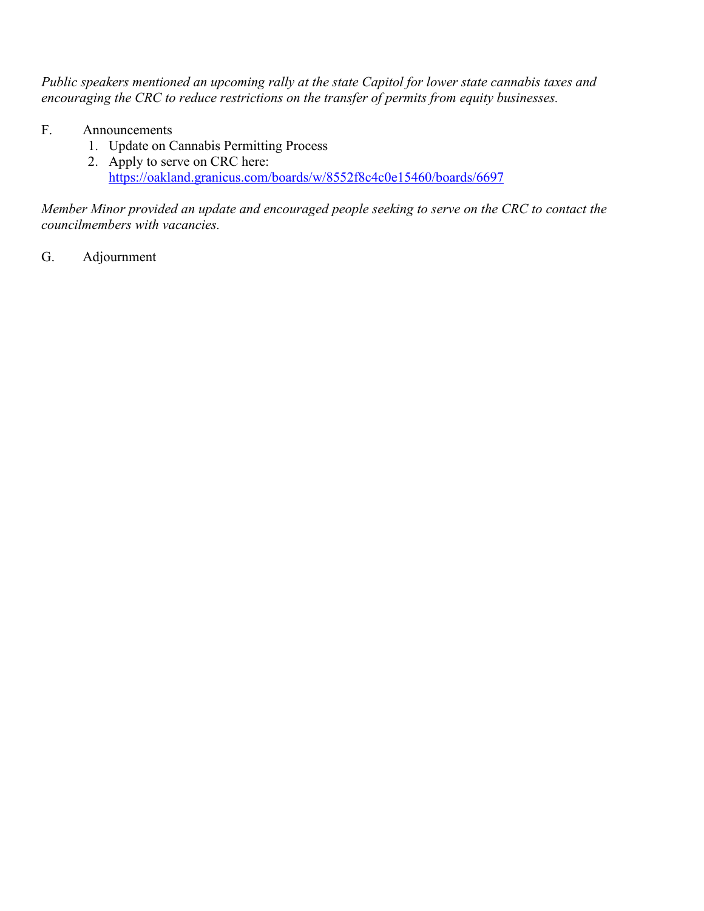*Public speakers mentioned an upcoming rally at the state Capitol for lower state cannabis taxes and encouraging the CRC to reduce restrictions on the transfer of permits from equity businesses.*

F. Announcements
1. Update on Cannabis Permitting Process
2. Apply to serve on CRC here: [https://oakland.granicus.com/boards/w/8552f8c4c0e15460/boards/6697](https://oakland.granicus.com/boards/w/8552f8c4c0e15460/boards/6697)

*Member Minor provided an update and encouraged people seeking to serve on the CRC to contact the councilmembers with vacancies.*

G. Adjournment